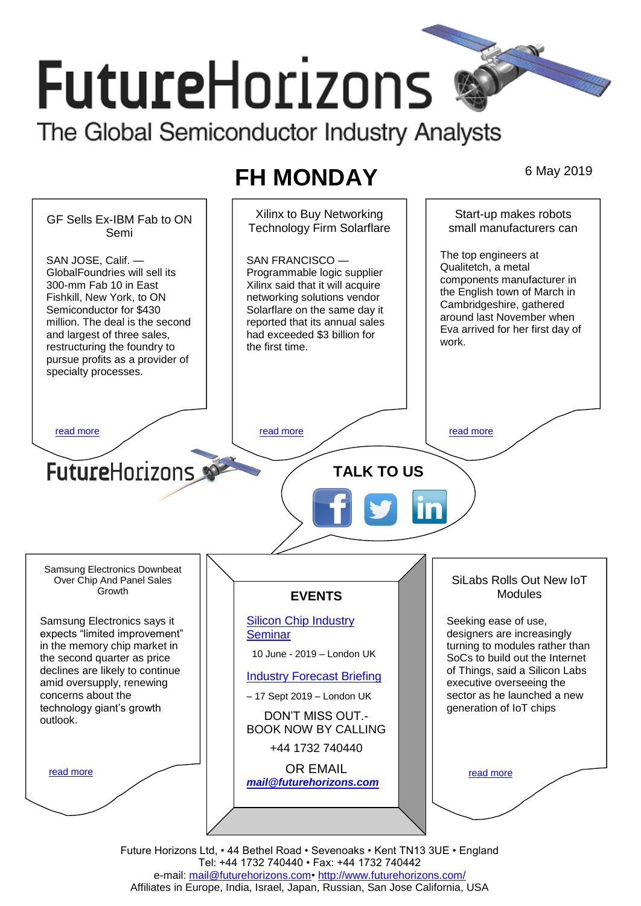# FutureHorizons

The Global Semiconductor Industry Analysts

## FH MONDAY

6 May 2019

### GF Sells Ex-IBM Fab to ON Semi

SAN JOSE, Calif. — GlobalFoundries will sell its 300-mm Fab 10 in East Fishkill, New York, to ON Semiconductor for $430 million. The deal is the second and largest of three sales, restructuring the foundry to pursue profits as a provider of specialty processes.

read more

### Xilinx to Buy Networking Technology Firm Solarflare

SAN FRANCISCO — Programmable logic supplier Xilinx said that it will acquire networking solutions vendor Solarflare on the same day it reported that its annual sales had exceeded $3 billion for the first time.

read more

### Start-up makes robots small manufacturers can

The top engineers at Qualitetch, a metal components manufacturer in the English town of March in Cambridgeshire, gathered around last November when Eva arrived for her first day of work.

read more

FutureHorizons

**TALK TO US**

### Samsung Electronics Downbeat Over Chip And Panel Sales Growth

Samsung Electronics says it expects “limited improvement” in the memory chip market in the second quarter as price declines are likely to continue amid oversupply, renewing concerns about the technology giant’s growth outlook.

read more

### EVENTS

Silicon Chip Industry Seminar

10 June - 2019 – London UK

Industry Forecast Briefing

– 17 Sept 2019 – London UK

DON’T MISS OUT.- BOOK NOW BY CALLING

+44 1732 740440

OR EMAIL

***mail@futurehorizons.com***

### SiLabs Rolls Out New IoT Modules

Seeking ease of use, designers are increasingly turning to modules rather than SoCs to build out the Internet of Things, said a Silicon Labs executive overseeing the sector as he launched a new generation of IoT chips

read more

Future Horizons Ltd, • 44 Bethel Road • Sevenoaks • Kent TN13 3UE • England
Tel: +44 1732 740440 • Fax: +44 1732 740442
e-mail: mail@futurehorizons.com• http://www.futurehorizons.com/
Affiliates in Europe, India, Israel, Japan, Russian, San Jose California, USA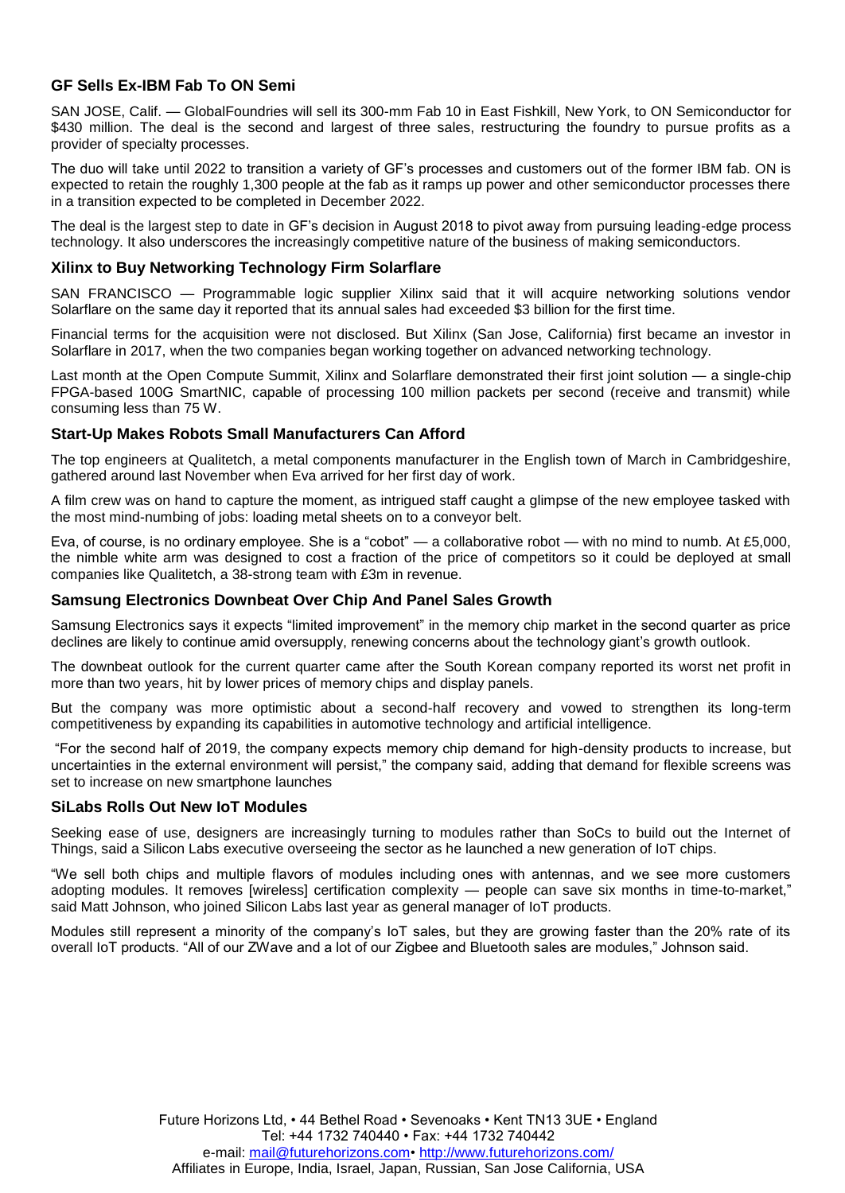### GF Sells Ex-IBM Fab To ON Semi

SAN JOSE, Calif. — GlobalFoundries will sell its 300-mm Fab 10 in East Fishkill, New York, to ON Semiconductor for $430 million. The deal is the second and largest of three sales, restructuring the foundry to pursue profits as a provider of specialty processes.

The duo will take until 2022 to transition a variety of GF's processes and customers out of the former IBM fab. ON is expected to retain the roughly 1,300 people at the fab as it ramps up power and other semiconductor processes there in a transition expected to be completed in December 2022.

The deal is the largest step to date in GF's decision in August 2018 to pivot away from pursuing leading-edge process technology. It also underscores the increasingly competitive nature of the business of making semiconductors.

### Xilinx to Buy Networking Technology Firm Solarflare

SAN FRANCISCO — Programmable logic supplier Xilinx said that it will acquire networking solutions vendor Solarflare on the same day it reported that its annual sales had exceeded $3 billion for the first time.

Financial terms for the acquisition were not disclosed. But Xilinx (San Jose, California) first became an investor in Solarflare in 2017, when the two companies began working together on advanced networking technology.

Last month at the Open Compute Summit, Xilinx and Solarflare demonstrated their first joint solution — a single-chip FPGA-based 100G SmartNIC, capable of processing 100 million packets per second (receive and transmit) while consuming less than 75 W.

### Start-Up Makes Robots Small Manufacturers Can Afford

The top engineers at Qualitetch, a metal components manufacturer in the English town of March in Cambridgeshire, gathered around last November when Eva arrived for her first day of work.

A film crew was on hand to capture the moment, as intrigued staff caught a glimpse of the new employee tasked with the most mind-numbing of jobs: loading metal sheets on to a conveyor belt.

Eva, of course, is no ordinary employee. She is a "cobot" — a collaborative robot — with no mind to numb. At £5,000, the nimble white arm was designed to cost a fraction of the price of competitors so it could be deployed at small companies like Qualitetch, a 38-strong team with £3m in revenue.

### Samsung Electronics Downbeat Over Chip And Panel Sales Growth

Samsung Electronics says it expects "limited improvement" in the memory chip market in the second quarter as price declines are likely to continue amid oversupply, renewing concerns about the technology giant's growth outlook.

The downbeat outlook for the current quarter came after the South Korean company reported its worst net profit in more than two years, hit by lower prices of memory chips and display panels.

But the company was more optimistic about a second-half recovery and vowed to strengthen its long-term competitiveness by expanding its capabilities in automotive technology and artificial intelligence.

"For the second half of 2019, the company expects memory chip demand for high-density products to increase, but uncertainties in the external environment will persist," the company said, adding that demand for flexible screens was set to increase on new smartphone launches

### SiLabs Rolls Out New IoT Modules

Seeking ease of use, designers are increasingly turning to modules rather than SoCs to build out the Internet of Things, said a Silicon Labs executive overseeing the sector as he launched a new generation of IoT chips.

"We sell both chips and multiple flavors of modules including ones with antennas, and we see more customers adopting modules. It removes [wireless] certification complexity — people can save six months in time-to-market," said Matt Johnson, who joined Silicon Labs last year as general manager of IoT products.

Modules still represent a minority of the company's IoT sales, but they are growing faster than the 20% rate of its overall IoT products. "All of our ZWave and a lot of our Zigbee and Bluetooth sales are modules," Johnson said.

Future Horizons Ltd, • 44 Bethel Road • Sevenoaks • Kent TN13 3UE • England
Tel: +44 1732 740440 • Fax: +44 1732 740442
e-mail: mail@futurehorizons.com• http://www.futurehorizons.com/
Affiliates in Europe, India, Israel, Japan, Russian, San Jose California, USA